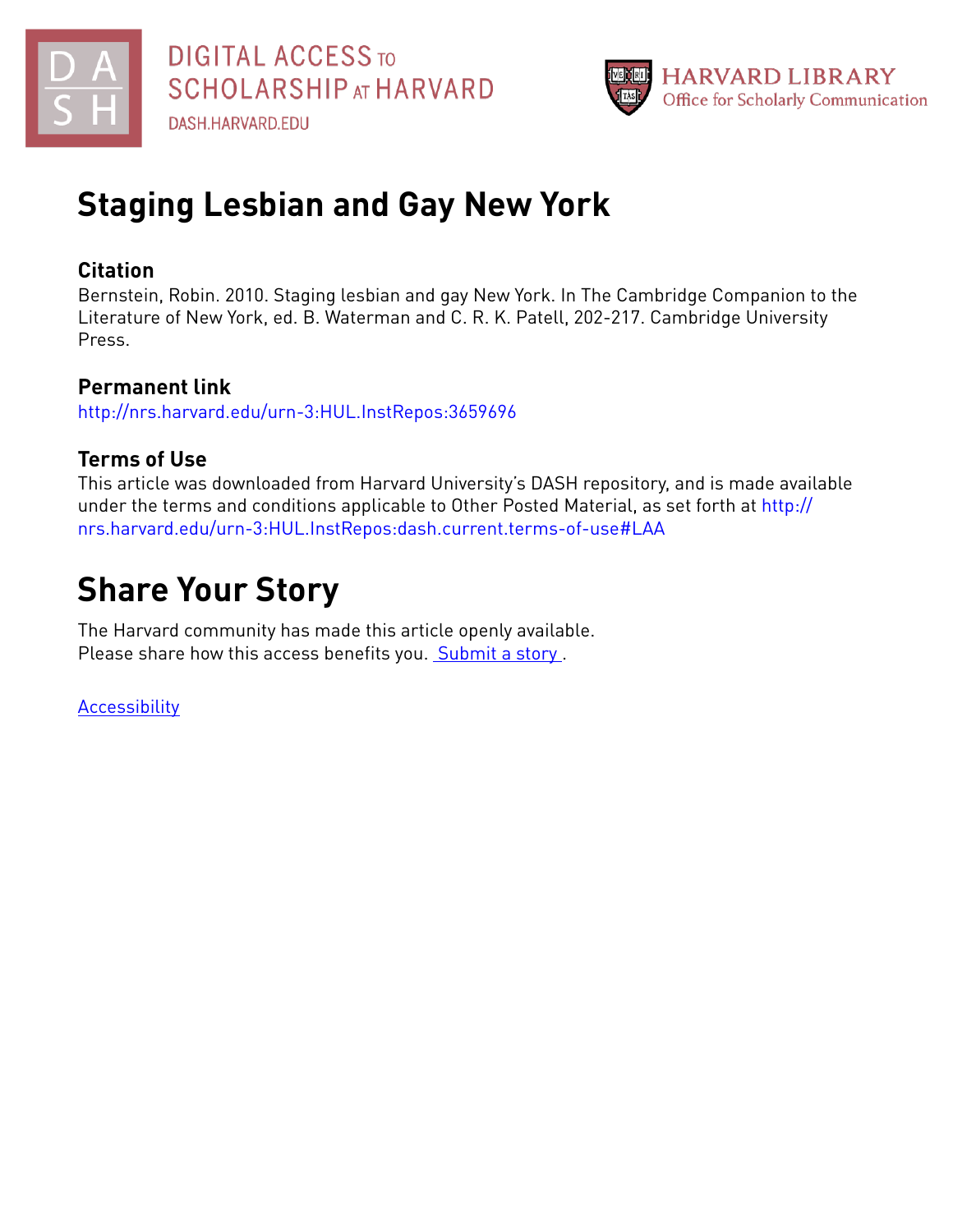DIGITAL ACCESS TO SCHOLARSHIP AT HARVARD

DASH.HARVARD.EDU

HARVARD LIBRARY
Office for Scholarly Communication

# Staging Lesbian and Gay New York

## Citation

Bernstein, Robin. 2010. Staging lesbian and gay New York. In The Cambridge Companion to the Literature of New York, ed. B. Waterman and C. R. K. Patell, 202-217. Cambridge University Press.

## Permanent link

http://nrs.harvard.edu/urn-3:HUL.InstRepos:3659696

## Terms of Use

This article was downloaded from Harvard University's DASH repository, and is made available under the terms and conditions applicable to Other Posted Material, as set forth at http://nrs.harvard.edu/urn-3:HUL.InstRepos:dash.current.terms-of-use#LAA

# Share Your Story

The Harvard community has made this article openly available.
Please share how this access benefits you. Submit a story .

Accessibility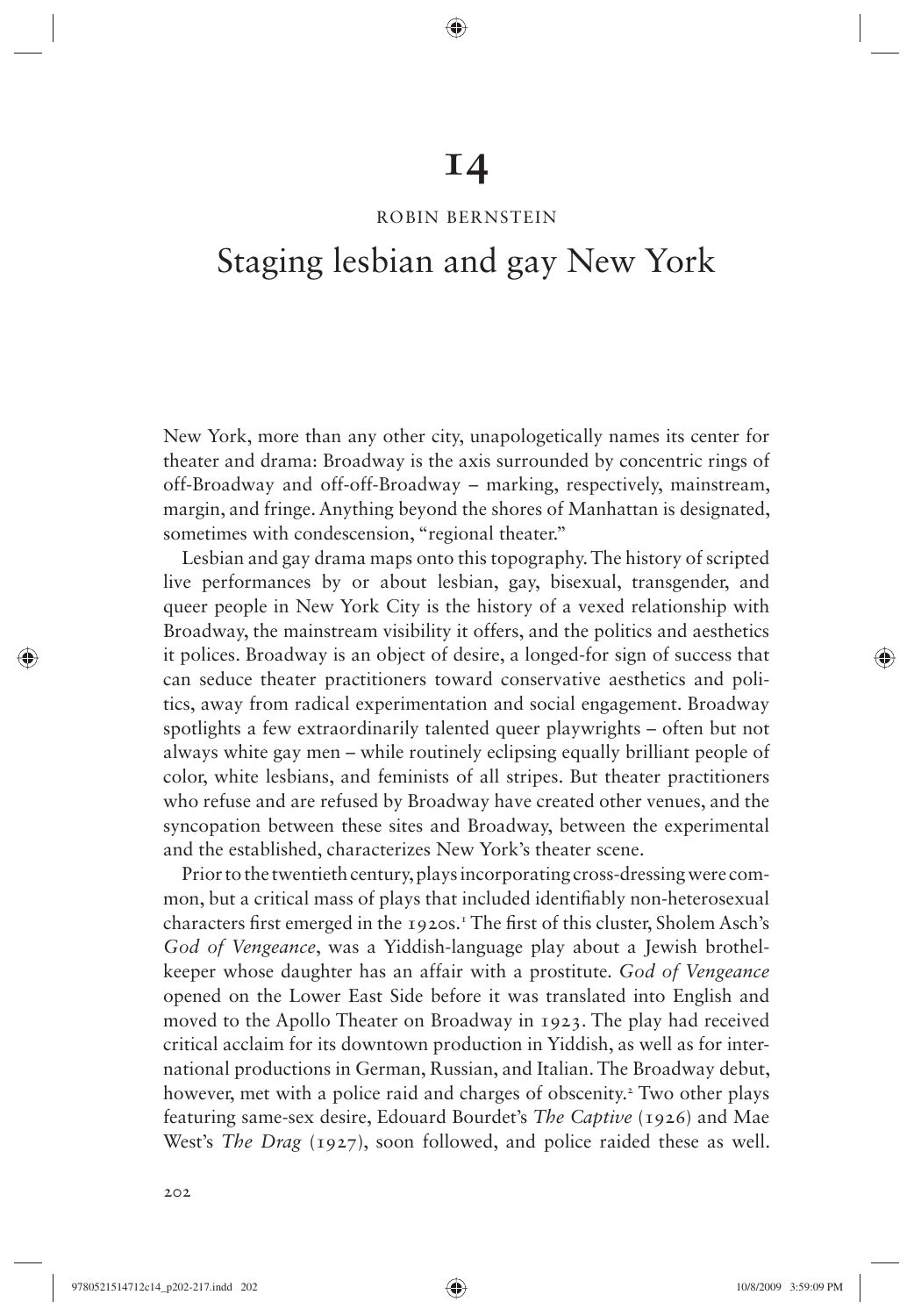# 14

ROBIN BERNSTEIN

## Staging lesbian and gay New York

New York, more than any other city, unapologetically names its center for theater and drama: Broadway is the axis surrounded by concentric rings of off-Broadway and off-off-Broadway – marking, respectively, mainstream, margin, and fringe. Anything beyond the shores of Manhattan is designated, sometimes with condescension, "regional theater."

Lesbian and gay drama maps onto this topography. The history of scripted live performances by or about lesbian, gay, bisexual, transgender, and queer people in New York City is the history of a vexed relationship with Broadway, the mainstream visibility it offers, and the politics and aesthetics it polices. Broadway is an object of desire, a longed-for sign of success that can seduce theater practitioners toward conservative aesthetics and politics, away from radical experimentation and social engagement. Broadway spotlights a few extraordinarily talented queer playwrights – often but not always white gay men – while routinely eclipsing equally brilliant people of color, white lesbians, and feminists of all stripes. But theater practitioners who refuse and are refused by Broadway have created other venues, and the syncopation between these sites and Broadway, between the experimental and the established, characterizes New York's theater scene.

Prior to the twentieth century, plays incorporating cross-dressing were common, but a critical mass of plays that included identifiably non-heterosexual characters first emerged in the 1920s.[1] The first of this cluster, Sholem Asch's *God of Vengeance*, was a Yiddish-language play about a Jewish brothel-keeper whose daughter has an affair with a prostitute. *God of Vengeance* opened on the Lower East Side before it was translated into English and moved to the Apollo Theater on Broadway in 1923. The play had received critical acclaim for its downtown production in Yiddish, as well as for international productions in German, Russian, and Italian. The Broadway debut, however, met with a police raid and charges of obscenity.[2] Two other plays featuring same-sex desire, Edouard Bourdet's *The Captive* (1926) and Mae West's *The Drag* (1927), soon followed, and police raided these as well.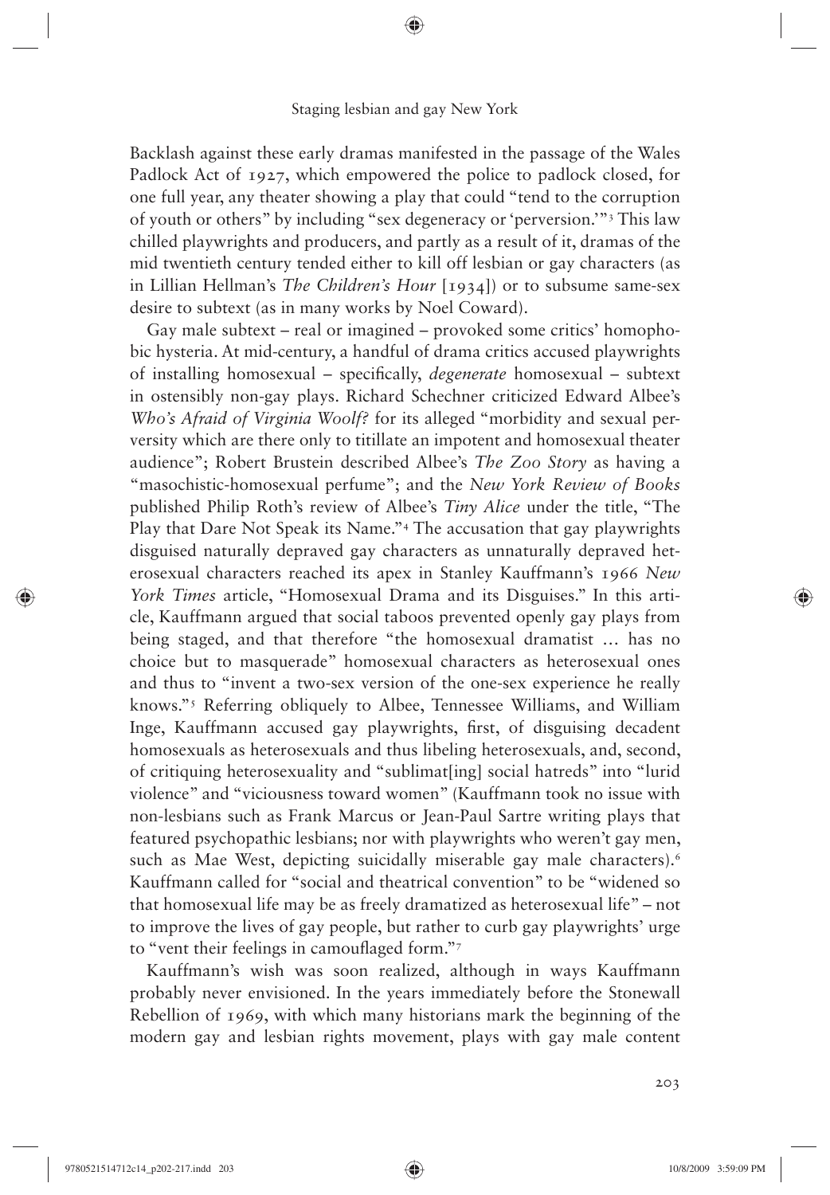Backlash against these early dramas manifested in the passage of the Wales Padlock Act of 1927, which empowered the police to padlock closed, for one full year, any theater showing a play that could "tend to the corruption of youth or others" by including "sex degeneracy or 'perversion.'"[3] This law chilled playwrights and producers, and partly as a result of it, dramas of the mid twentieth century tended either to kill off lesbian or gay characters (as in Lillian Hellman's *The Children's Hour* [1934]) or to subsume same-sex desire to subtext (as in many works by Noel Coward).

Gay male subtext – real or imagined – provoked some critics' homophobic hysteria. At mid-century, a handful of drama critics accused playwrights of installing homosexual – specifically, *degenerate* homosexual – subtext in ostensibly non-gay plays. Richard Schechner criticized Edward Albee's *Who's Afraid of Virginia Woolf?* for its alleged "morbidity and sexual perversity which are there only to titillate an impotent and homosexual theater audience"; Robert Brustein described Albee's *The Zoo Story* as having a "masochistic-homosexual perfume"; and the *New York Review of Books* published Philip Roth's review of Albee's *Tiny Alice* under the title, "The Play that Dare Not Speak its Name."[4] The accusation that gay playwrights disguised naturally depraved gay characters as unnaturally depraved heterosexual characters reached its apex in Stanley Kauffmann's 1966 *New York Times* article, "Homosexual Drama and its Disguises." In this article, Kauffmann argued that social taboos prevented openly gay plays from being staged, and that therefore "the homosexual dramatist … has no choice but to masquerade" homosexual characters as heterosexual ones and thus to "invent a two-sex version of the one-sex experience he really knows."[5] Referring obliquely to Albee, Tennessee Williams, and William Inge, Kauffmann accused gay playwrights, first, of disguising decadent homosexuals as heterosexuals and thus libeling heterosexuals, and, second, of critiquing heterosexuality and "sublimat[ing] social hatreds" into "lurid violence" and "viciousness toward women" (Kauffmann took no issue with non-lesbians such as Frank Marcus or Jean-Paul Sartre writing plays that featured psychopathic lesbians; nor with playwrights who weren't gay men, such as Mae West, depicting suicidally miserable gay male characters).[6] Kauffmann called for "social and theatrical convention" to be "widened so that homosexual life may be as freely dramatized as heterosexual life" – not to improve the lives of gay people, but rather to curb gay playwrights' urge to "vent their feelings in camouflaged form."[7]

Kauffmann's wish was soon realized, although in ways Kauffmann probably never envisioned. In the years immediately before the Stonewall Rebellion of 1969, with which many historians mark the beginning of the modern gay and lesbian rights movement, plays with gay male content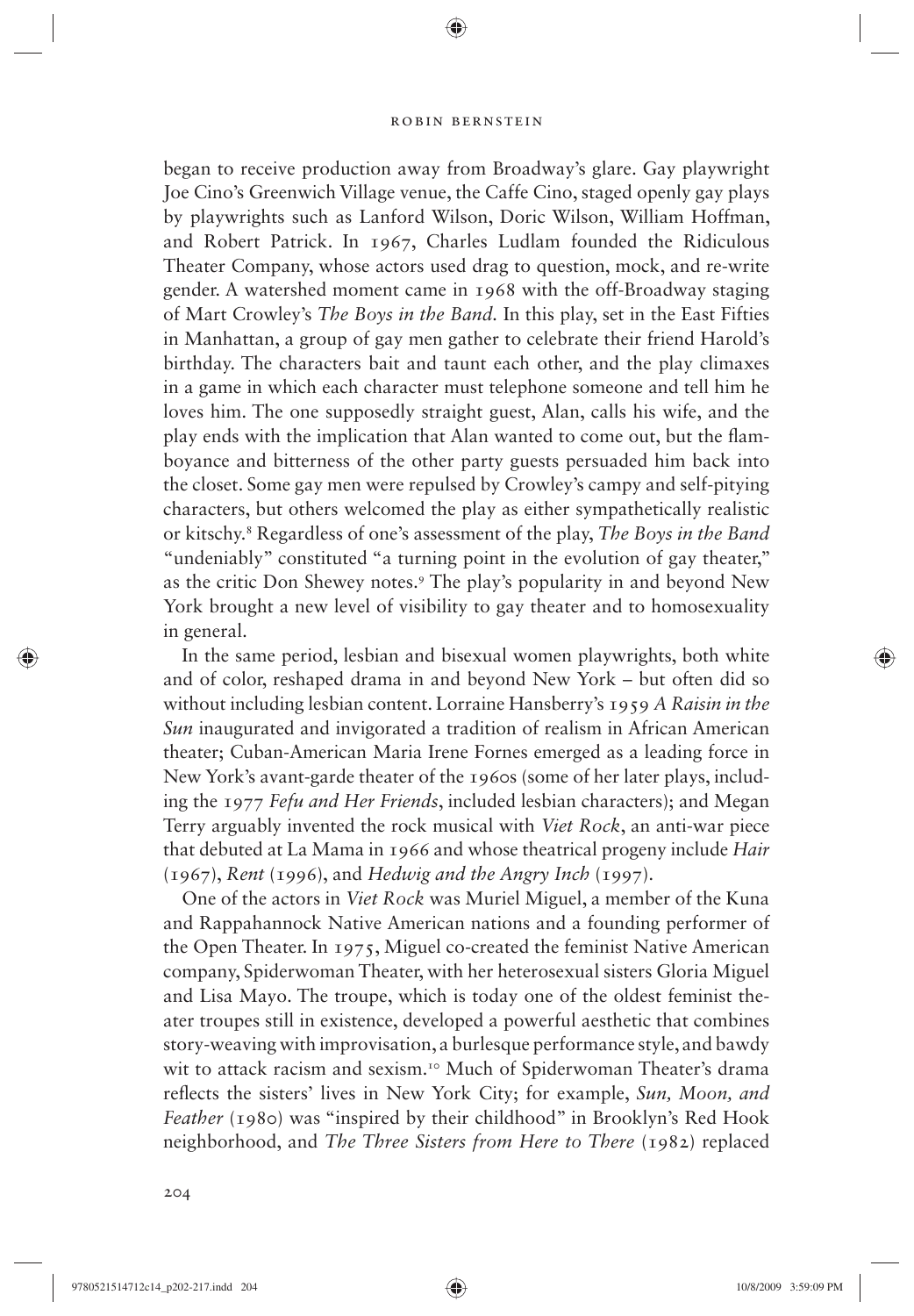began to receive production away from Broadway's glare. Gay playwright Joe Cino's Greenwich Village venue, the Caffe Cino, staged openly gay plays by playwrights such as Lanford Wilson, Doric Wilson, William Hoffman, and Robert Patrick. In 1967, Charles Ludlam founded the Ridiculous Theater Company, whose actors used drag to question, mock, and re-write gender. A watershed moment came in 1968 with the off-Broadway staging of Mart Crowley's *The Boys in the Band*. In this play, set in the East Fifties in Manhattan, a group of gay men gather to celebrate their friend Harold's birthday. The characters bait and taunt each other, and the play climaxes in a game in which each character must telephone someone and tell him he loves him. The one supposedly straight guest, Alan, calls his wife, and the play ends with the implication that Alan wanted to come out, but the flamboyance and bitterness of the other party guests persuaded him back into the closet. Some gay men were repulsed by Crowley's campy and self-pitying characters, but others welcomed the play as either sympathetically realistic or kitschy.[8] Regardless of one's assessment of the play, *The Boys in the Band* "undeniably" constituted "a turning point in the evolution of gay theater," as the critic Don Shewey notes.[9] The play's popularity in and beyond New York brought a new level of visibility to gay theater and to homosexuality in general.

In the same period, lesbian and bisexual women playwrights, both white and of color, reshaped drama in and beyond New York – but often did so without including lesbian content. Lorraine Hansberry's 1959 *A Raisin in the Sun* inaugurated and invigorated a tradition of realism in African American theater; Cuban-American Maria Irene Fornes emerged as a leading force in New York's avant-garde theater of the 1960s (some of her later plays, including the 1977 *Fefu and Her Friends*, included lesbian characters); and Megan Terry arguably invented the rock musical with *Viet Rock*, an anti-war piece that debuted at La Mama in 1966 and whose theatrical progeny include *Hair* (1967), *Rent* (1996), and *Hedwig and the Angry Inch* (1997).

One of the actors in *Viet Rock* was Muriel Miguel, a member of the Kuna and Rappahannock Native American nations and a founding performer of the Open Theater. In 1975, Miguel co-created the feminist Native American company, Spiderwoman Theater, with her heterosexual sisters Gloria Miguel and Lisa Mayo. The troupe, which is today one of the oldest feminist theater troupes still in existence, developed a powerful aesthetic that combines story-weaving with improvisation, a burlesque performance style, and bawdy wit to attack racism and sexism.[10] Much of Spiderwoman Theater's drama reflects the sisters' lives in New York City; for example, *Sun, Moon, and Feather* (1980) was "inspired by their childhood" in Brooklyn's Red Hook neighborhood, and *The Three Sisters from Here to There* (1982) replaced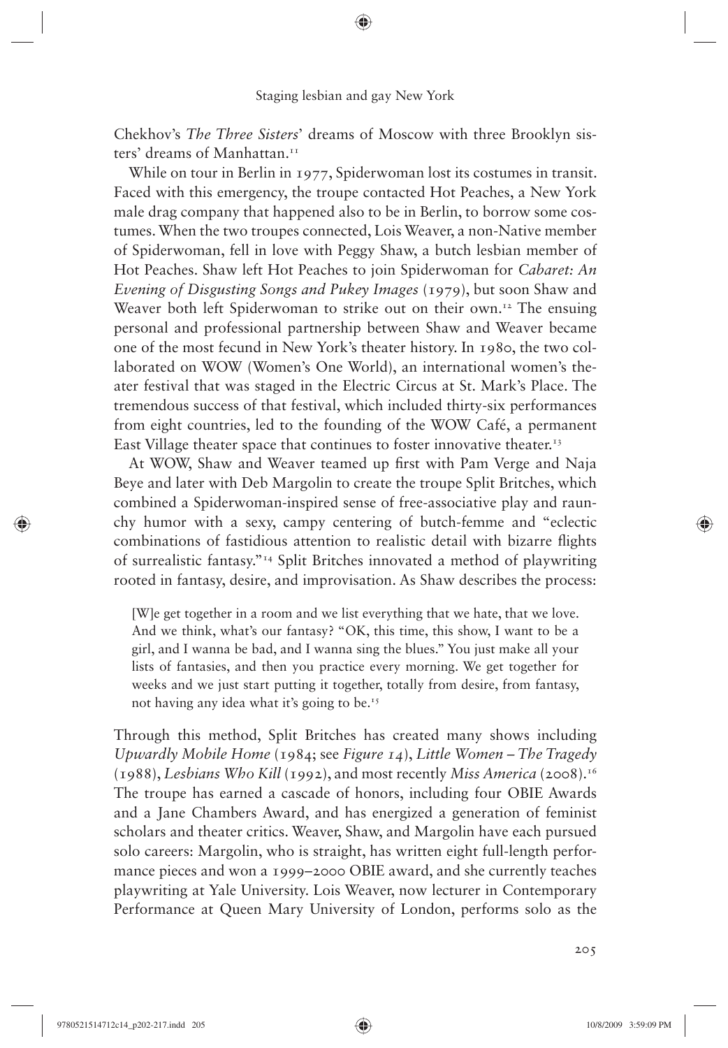Chekhov's *The Three Sisters*' dreams of Moscow with three Brooklyn sisters' dreams of Manhattan.[11]

While on tour in Berlin in 1977, Spiderwoman lost its costumes in transit. Faced with this emergency, the troupe contacted Hot Peaches, a New York male drag company that happened also to be in Berlin, to borrow some costumes. When the two troupes connected, Lois Weaver, a non-Native member of Spiderwoman, fell in love with Peggy Shaw, a butch lesbian member of Hot Peaches. Shaw left Hot Peaches to join Spiderwoman for *Cabaret: An Evening of Disgusting Songs and Pukey Images* (1979), but soon Shaw and Weaver both left Spiderwoman to strike out on their own.[12] The ensuing personal and professional partnership between Shaw and Weaver became one of the most fecund in New York's theater history. In 1980, the two collaborated on WOW (Women's One World), an international women's theater festival that was staged in the Electric Circus at St. Mark's Place. The tremendous success of that festival, which included thirty-six performances from eight countries, led to the founding of the WOW Café, a permanent East Village theater space that continues to foster innovative theater.[13]

At WOW, Shaw and Weaver teamed up first with Pam Verge and Naja Beye and later with Deb Margolin to create the troupe Split Britches, which combined a Spiderwoman-inspired sense of free-associative play and raunchy humor with a sexy, campy centering of butch-femme and "eclectic combinations of fastidious attention to realistic detail with bizarre flights of surrealistic fantasy."[14] Split Britches innovated a method of playwriting rooted in fantasy, desire, and improvisation. As Shaw describes the process:

> [W]e get together in a room and we list everything that we hate, that we love. And we think, what's our fantasy? "OK, this time, this show, I want to be a girl, and I wanna be bad, and I wanna sing the blues." You just make all your lists of fantasies, and then you practice every morning. We get together for weeks and we just start putting it together, totally from desire, from fantasy, not having any idea what it's going to be.[15]

Through this method, Split Britches has created many shows including *Upwardly Mobile Home* (1984; see *Figure 14*), *Little Women – The Tragedy* (1988), *Lesbians Who Kill* (1992), and most recently *Miss America* (2008).[16] The troupe has earned a cascade of honors, including four OBIE Awards and a Jane Chambers Award, and has energized a generation of feminist scholars and theater critics. Weaver, Shaw, and Margolin have each pursued solo careers: Margolin, who is straight, has written eight full-length performance pieces and won a 1999–2000 OBIE award, and she currently teaches playwriting at Yale University. Lois Weaver, now lecturer in Contemporary Performance at Queen Mary University of London, performs solo as the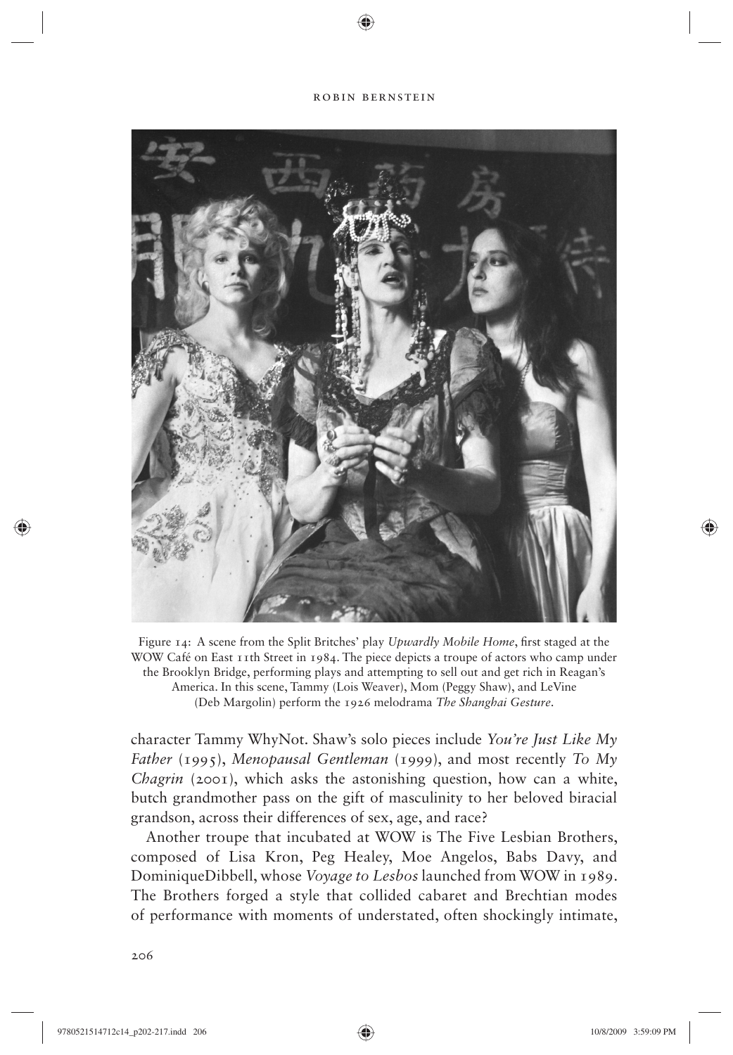Figure 14: A scene from the Split Britches' play *Upwardly Mobile Home*, first staged at the WOW Café on East 11th Street in 1984. The piece depicts a troupe of actors who camp under the Brooklyn Bridge, performing plays and attempting to sell out and get rich in Reagan's America. In this scene, Tammy (Lois Weaver), Mom (Peggy Shaw), and LeVine (Deb Margolin) perform the 1926 melodrama *The Shanghai Gesture*.

character Tammy WhyNot. Shaw's solo pieces include *You're Just Like My Father* (1995), *Menopausal Gentleman* (1999), and most recently *To My Chagrin* (2001), which asks the astonishing question, how can a white, butch grandmother pass on the gift of masculinity to her beloved biracial grandson, across their differences of sex, age, and race?

Another troupe that incubated at WOW is The Five Lesbian Brothers, composed of Lisa Kron, Peg Healey, Moe Angelos, Babs Davy, and DominiqueDibbell, whose *Voyage to Lesbos* launched from WOW in 1989. The Brothers forged a style that collided cabaret and Brechtian modes of performance with moments of understated, often shockingly intimate,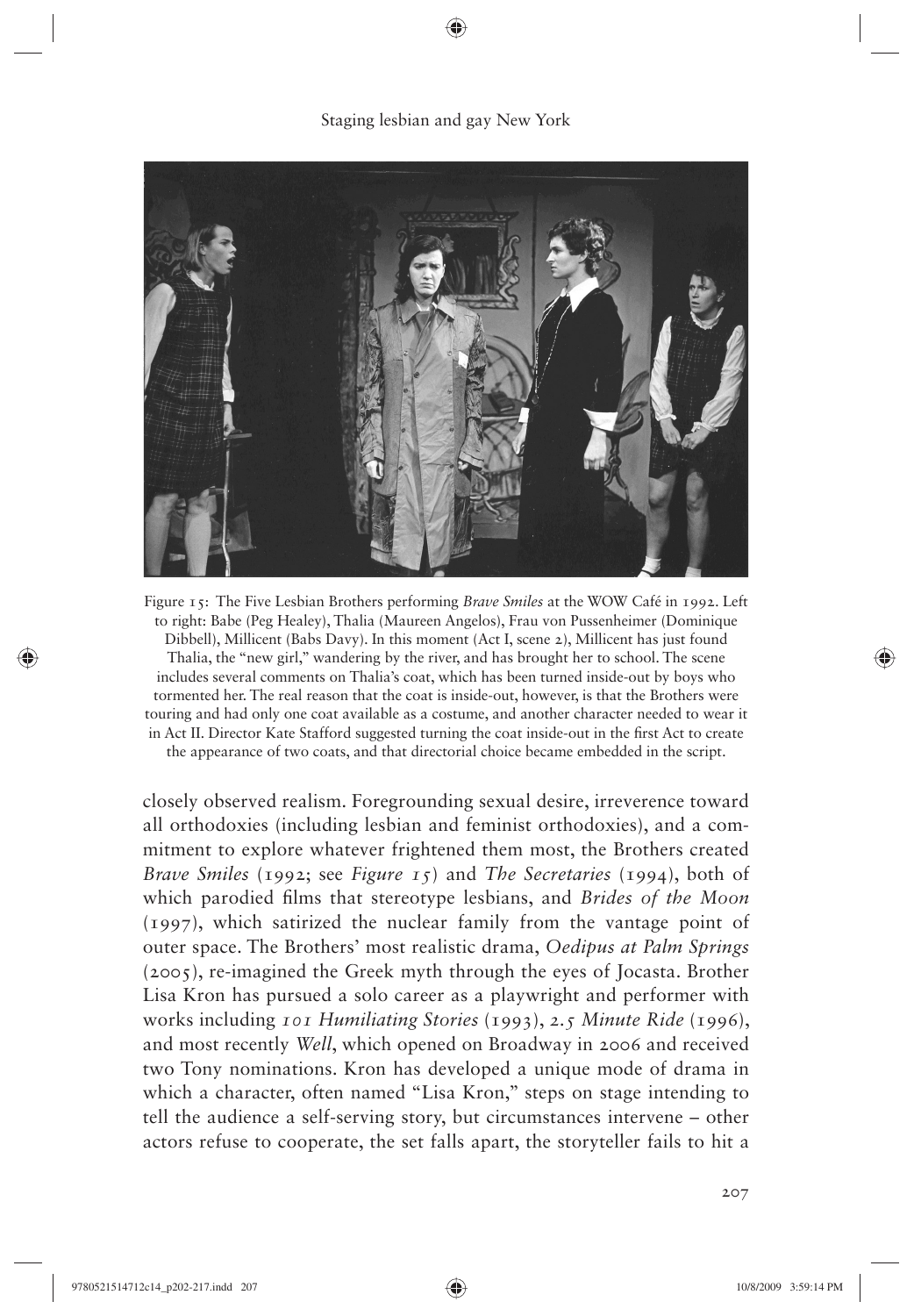Figure 15: The Five Lesbian Brothers performing *Brave Smiles* at the WOW Café in 1992. Left to right: Babe (Peg Healey), Thalia (Maureen Angelos), Frau von Pussenheimer (Dominique Dibbell), Millicent (Babs Davy). In this moment (Act I, scene 2), Millicent has just found Thalia, the "new girl," wandering by the river, and has brought her to school. The scene includes several comments on Thalia's coat, which has been turned inside-out by boys who tormented her. The real reason that the coat is inside-out, however, is that the Brothers were touring and had only one coat available as a costume, and another character needed to wear it in Act II. Director Kate Stafford suggested turning the coat inside-out in the first Act to create the appearance of two coats, and that directorial choice became embedded in the script.

closely observed realism. Foregrounding sexual desire, irreverence toward all orthodoxies (including lesbian and feminist orthodoxies), and a commitment to explore whatever frightened them most, the Brothers created *Brave Smiles* (1992; see *Figure 15*) and *The Secretaries* (1994), both of which parodied films that stereotype lesbians, and *Brides of the Moon* (1997), which satirized the nuclear family from the vantage point of outer space. The Brothers' most realistic drama, *Oedipus at Palm Springs* (2005), re-imagined the Greek myth through the eyes of Jocasta. Brother Lisa Kron has pursued a solo career as a playwright and performer with works including *101 Humiliating Stories* (1993), *2.5 Minute Ride* (1996), and most recently *Well*, which opened on Broadway in 2006 and received two Tony nominations. Kron has developed a unique mode of drama in which a character, often named "Lisa Kron," steps on stage intending to tell the audience a self-serving story, but circumstances intervene – other actors refuse to cooperate, the set falls apart, the storyteller fails to hit a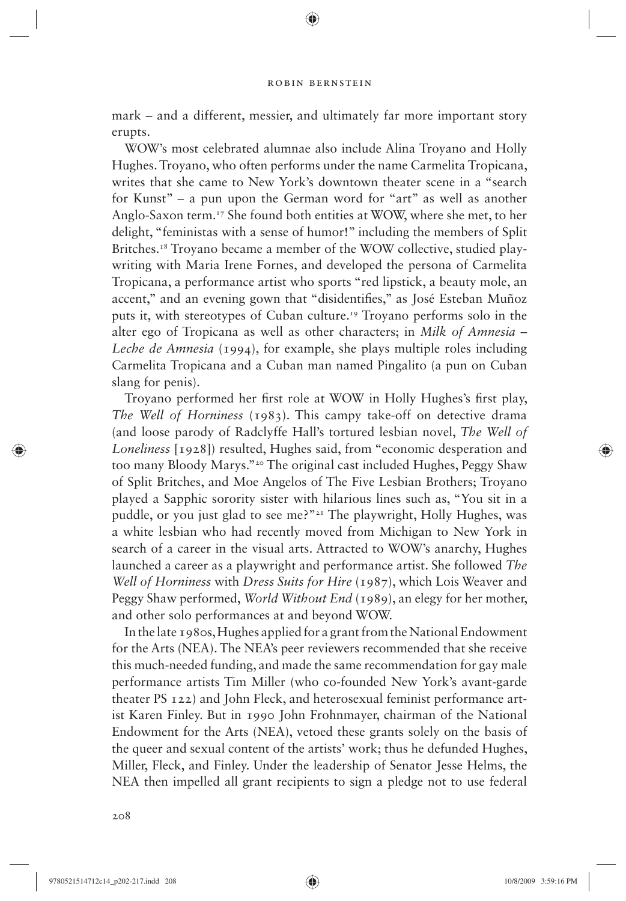mark – and a different, messier, and ultimately far more important story erupts.

WOW's most celebrated alumnae also include Alina Troyano and Holly Hughes. Troyano, who often performs under the name Carmelita Tropicana, writes that she came to New York's downtown theater scene in a "search for Kunst" – a pun upon the German word for "art" as well as another Anglo-Saxon term.[17] She found both entities at WOW, where she met, to her delight, "feministas with a sense of humor!" including the members of Split Britches.[18] Troyano became a member of the WOW collective, studied playwriting with Maria Irene Fornes, and developed the persona of Carmelita Tropicana, a performance artist who sports "red lipstick, a beauty mole, an accent," and an evening gown that "disidentifies," as José Esteban Muñoz puts it, with stereotypes of Cuban culture.[19] Troyano performs solo in the alter ego of Tropicana as well as other characters; in *Milk of Amnesia – Leche de Amnesia* (1994), for example, she plays multiple roles including Carmelita Tropicana and a Cuban man named Pingalito (a pun on Cuban slang for penis).

Troyano performed her first role at WOW in Holly Hughes's first play, *The Well of Horniness* (1983). This campy take-off on detective drama (and loose parody of Radclyffe Hall's tortured lesbian novel, *The Well of Loneliness* [1928]) resulted, Hughes said, from "economic desperation and too many Bloody Marys."[20] The original cast included Hughes, Peggy Shaw of Split Britches, and Moe Angelos of The Five Lesbian Brothers; Troyano played a Sapphic sorority sister with hilarious lines such as, "You sit in a puddle, or you just glad to see me?"[21] The playwright, Holly Hughes, was a white lesbian who had recently moved from Michigan to New York in search of a career in the visual arts. Attracted to WOW's anarchy, Hughes launched a career as a playwright and performance artist. She followed *The Well of Horniness* with *Dress Suits for Hire* (1987), which Lois Weaver and Peggy Shaw performed, *World Without End* (1989), an elegy for her mother, and other solo performances at and beyond WOW.

In the late 1980s, Hughes applied for a grant from the National Endowment for the Arts (NEA). The NEA's peer reviewers recommended that she receive this much-needed funding, and made the same recommendation for gay male performance artists Tim Miller (who co-founded New York's avant-garde theater PS 122) and John Fleck, and heterosexual feminist performance artist Karen Finley. But in 1990 John Frohnmayer, chairman of the National Endowment for the Arts (NEA), vetoed these grants solely on the basis of the queer and sexual content of the artists' work; thus he defunded Hughes, Miller, Fleck, and Finley. Under the leadership of Senator Jesse Helms, the NEA then impelled all grant recipients to sign a pledge not to use federal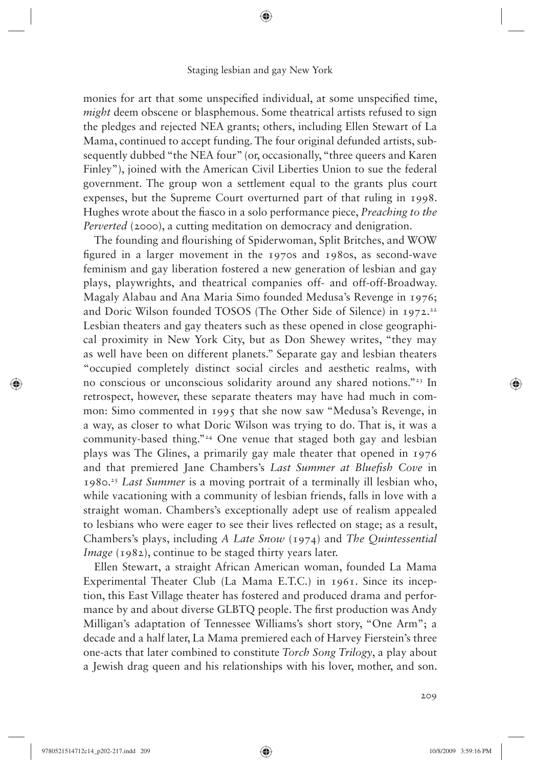monies for art that some unspecified individual, at some unspecified time, *might* deem obscene or blasphemous. Some theatrical artists refused to sign the pledges and rejected NEA grants; others, including Ellen Stewart of La Mama, continued to accept funding. The four original defunded artists, subsequently dubbed "the NEA four" (or, occasionally, "three queers and Karen Finley"), joined with the American Civil Liberties Union to sue the federal government. The group won a settlement equal to the grants plus court expenses, but the Supreme Court overturned part of that ruling in 1998. Hughes wrote about the fiasco in a solo performance piece, *Preaching to the Perverted* (2000), a cutting meditation on democracy and denigration.

The founding and flourishing of Spiderwoman, Split Britches, and WOW figured in a larger movement in the 1970s and 1980s, as second-wave feminism and gay liberation fostered a new generation of lesbian and gay plays, playwrights, and theatrical companies off- and off-off-Broadway. Magaly Alabau and Ana Maria Simo founded Medusa's Revenge in 1976; and Doric Wilson founded TOSOS (The Other Side of Silence) in 1972.[22] Lesbian theaters and gay theaters such as these opened in close geographical proximity in New York City, but as Don Shewey writes, "they may as well have been on different planets." Separate gay and lesbian theaters "occupied completely distinct social circles and aesthetic realms, with no conscious or unconscious solidarity around any shared notions."[23] In retrospect, however, these separate theaters may have had much in common: Simo commented in 1995 that she now saw "Medusa's Revenge, in a way, as closer to what Doric Wilson was trying to do. That is, it was a community-based thing."[24] One venue that staged both gay and lesbian plays was The Glines, a primarily gay male theater that opened in 1976 and that premiered Jane Chambers's *Last Summer at Bluefish Cove* in 1980.[25] *Last Summer* is a moving portrait of a terminally ill lesbian who, while vacationing with a community of lesbian friends, falls in love with a straight woman. Chambers's exceptionally adept use of realism appealed to lesbians who were eager to see their lives reflected on stage; as a result, Chambers's plays, including *A Late Snow* (1974) and *The Quintessential Image* (1982), continue to be staged thirty years later.

Ellen Stewart, a straight African American woman, founded La Mama Experimental Theater Club (La Mama E.T.C.) in 1961. Since its inception, this East Village theater has fostered and produced drama and performance by and about diverse GLBTQ people. The first production was Andy Milligan's adaptation of Tennessee Williams's short story, "One Arm"; a decade and a half later, La Mama premiered each of Harvey Fierstein's three one-acts that later combined to constitute *Torch Song Trilogy*, a play about a Jewish drag queen and his relationships with his lover, mother, and son.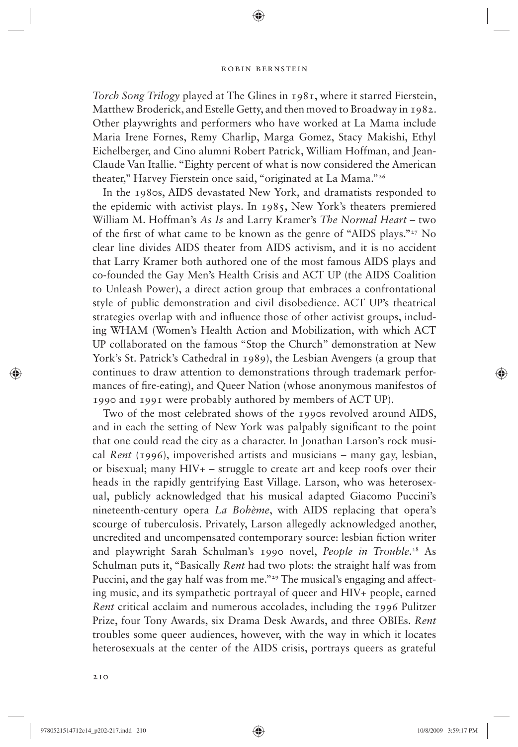*Torch Song Trilogy* played at The Glines in 1981, where it starred Fierstein, Matthew Broderick, and Estelle Getty, and then moved to Broadway in 1982. Other playwrights and performers who have worked at La Mama include Maria Irene Fornes, Remy Charlip, Marga Gomez, Stacy Makishi, Ethyl Eichelberger, and Cino alumni Robert Patrick, William Hoffman, and Jean-Claude Van Itallie. "Eighty percent of what is now considered the American theater," Harvey Fierstein once said, "originated at La Mama."[26]

In the 1980s, AIDS devastated New York, and dramatists responded to the epidemic with activist plays. In 1985, New York's theaters premiered William M. Hoffman's *As Is* and Larry Kramer's *The Normal Heart* – two of the first of what came to be known as the genre of "AIDS plays."[27] No clear line divides AIDS theater from AIDS activism, and it is no accident that Larry Kramer both authored one of the most famous AIDS plays and co-founded the Gay Men's Health Crisis and ACT UP (the AIDS Coalition to Unleash Power), a direct action group that embraces a confrontational style of public demonstration and civil disobedience. ACT UP's theatrical strategies overlap with and influence those of other activist groups, including WHAM (Women's Health Action and Mobilization, with which ACT UP collaborated on the famous "Stop the Church" demonstration at New York's St. Patrick's Cathedral in 1989), the Lesbian Avengers (a group that continues to draw attention to demonstrations through trademark performances of fire-eating), and Queer Nation (whose anonymous manifestos of 1990 and 1991 were probably authored by members of ACT UP).

Two of the most celebrated shows of the 1990s revolved around AIDS, and in each the setting of New York was palpably significant to the point that one could read the city as a character. In Jonathan Larson's rock musical *Rent* (1996), impoverished artists and musicians – many gay, lesbian, or bisexual; many HIV+ – struggle to create art and keep roofs over their heads in the rapidly gentrifying East Village. Larson, who was heterosexual, publicly acknowledged that his musical adapted Giacomo Puccini's nineteenth-century opera *La Bohème*, with AIDS replacing that opera's scourge of tuberculosis. Privately, Larson allegedly acknowledged another, uncredited and uncompensated contemporary source: lesbian fiction writer and playwright Sarah Schulman's 1990 novel, *People in Trouble*.[28] As Schulman puts it, "Basically *Rent* had two plots: the straight half was from Puccini, and the gay half was from me."[29] The musical's engaging and affecting music, and its sympathetic portrayal of queer and HIV+ people, earned *Rent* critical acclaim and numerous accolades, including the 1996 Pulitzer Prize, four Tony Awards, six Drama Desk Awards, and three OBIEs. *Rent* troubles some queer audiences, however, with the way in which it locates heterosexuals at the center of the AIDS crisis, portrays queers as grateful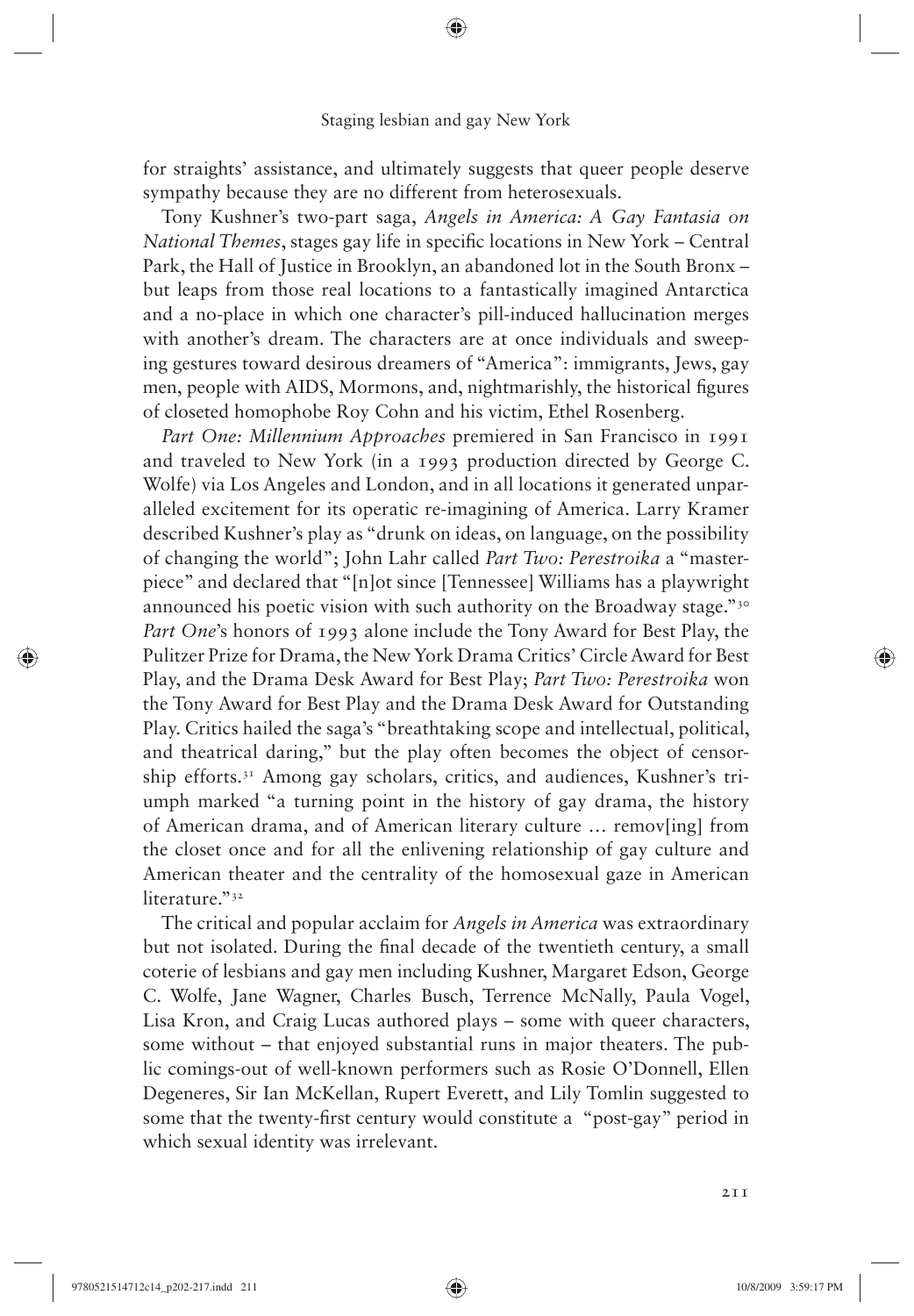for straights' assistance, and ultimately suggests that queer people deserve sympathy because they are no different from heterosexuals.

Tony Kushner's two-part saga, *Angels in America: A Gay Fantasia on National Themes*, stages gay life in specific locations in New York – Central Park, the Hall of Justice in Brooklyn, an abandoned lot in the South Bronx – but leaps from those real locations to a fantastically imagined Antarctica and a no-place in which one character's pill-induced hallucination merges with another's dream. The characters are at once individuals and sweeping gestures toward desirous dreamers of "America": immigrants, Jews, gay men, people with AIDS, Mormons, and, nightmarishly, the historical figures of closeted homophobe Roy Cohn and his victim, Ethel Rosenberg.

*Part One: Millennium Approaches* premiered in San Francisco in 1991 and traveled to New York (in a 1993 production directed by George C. Wolfe) via Los Angeles and London, and in all locations it generated unparalleled excitement for its operatic re-imagining of America. Larry Kramer described Kushner's play as "drunk on ideas, on language, on the possibility of changing the world"; John Lahr called *Part Two: Perestroika* a "masterpiece" and declared that "[n]ot since [Tennessee] Williams has a playwright announced his poetic vision with such authority on the Broadway stage."[30] *Part One*'s honors of 1993 alone include the Tony Award for Best Play, the Pulitzer Prize for Drama, the New York Drama Critics' Circle Award for Best Play, and the Drama Desk Award for Best Play; *Part Two: Perestroika* won the Tony Award for Best Play and the Drama Desk Award for Outstanding Play. Critics hailed the saga's "breathtaking scope and intellectual, political, and theatrical daring," but the play often becomes the object of censorship efforts.[31] Among gay scholars, critics, and audiences, Kushner's triumph marked "a turning point in the history of gay drama, the history of American drama, and of American literary culture … remov[ing] from the closet once and for all the enlivening relationship of gay culture and American theater and the centrality of the homosexual gaze in American literature."[32]

The critical and popular acclaim for *Angels in America* was extraordinary but not isolated. During the final decade of the twentieth century, a small coterie of lesbians and gay men including Kushner, Margaret Edson, George C. Wolfe, Jane Wagner, Charles Busch, Terrence McNally, Paula Vogel, Lisa Kron, and Craig Lucas authored plays – some with queer characters, some without – that enjoyed substantial runs in major theaters. The public comings-out of well-known performers such as Rosie O'Donnell, Ellen Degeneres, Sir Ian McKellan, Rupert Everett, and Lily Tomlin suggested to some that the twenty-first century would constitute a "post-gay" period in which sexual identity was irrelevant.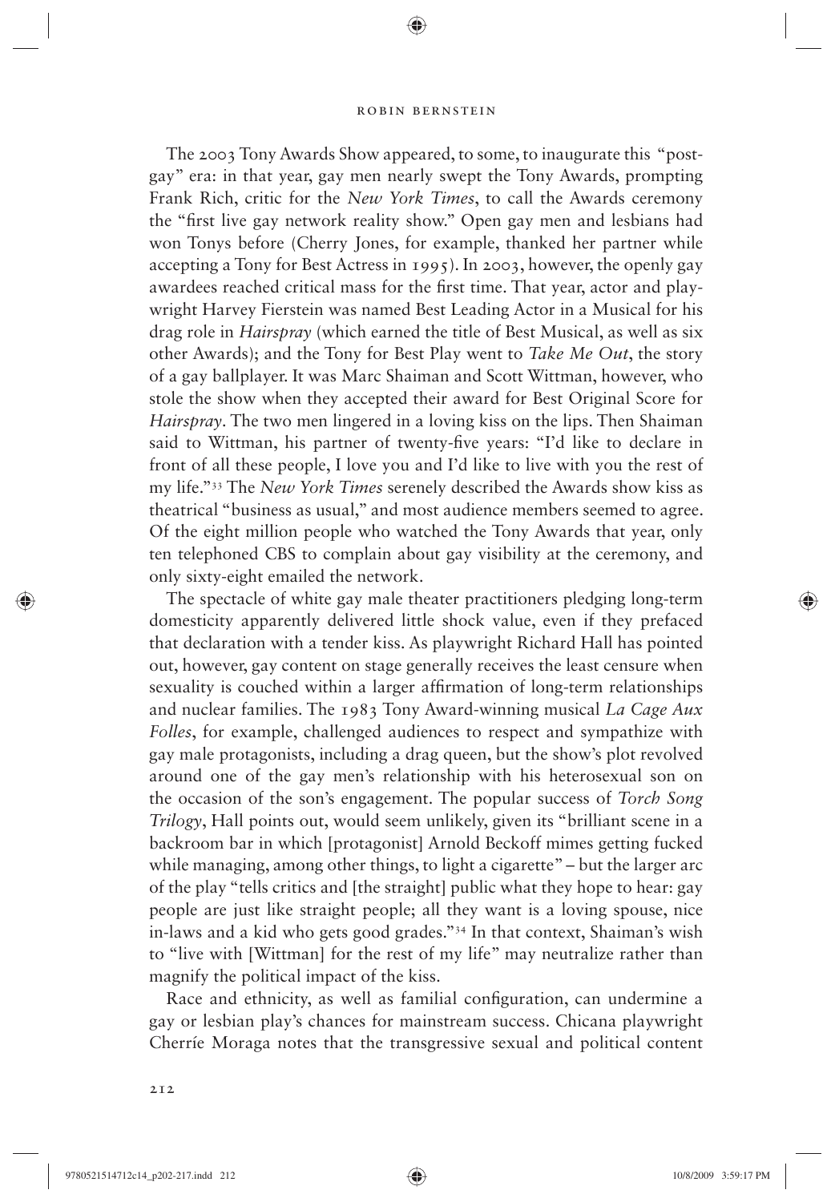The 2003 Tony Awards Show appeared, to some, to inaugurate this "post-gay" era: in that year, gay men nearly swept the Tony Awards, prompting Frank Rich, critic for the *New York Times*, to call the Awards ceremony the "first live gay network reality show." Open gay men and lesbians had won Tonys before (Cherry Jones, for example, thanked her partner while accepting a Tony for Best Actress in 1995). In 2003, however, the openly gay awardees reached critical mass for the first time. That year, actor and playwright Harvey Fierstein was named Best Leading Actor in a Musical for his drag role in *Hairspray* (which earned the title of Best Musical, as well as six other Awards); and the Tony for Best Play went to *Take Me Out*, the story of a gay ballplayer. It was Marc Shaiman and Scott Wittman, however, who stole the show when they accepted their award for Best Original Score for *Hairspray*. The two men lingered in a loving kiss on the lips. Then Shaiman said to Wittman, his partner of twenty-five years: "I'd like to declare in front of all these people, I love you and I'd like to live with you the rest of my life."[33] The *New York Times* serenely described the Awards show kiss as theatrical "business as usual," and most audience members seemed to agree. Of the eight million people who watched the Tony Awards that year, only ten telephoned CBS to complain about gay visibility at the ceremony, and only sixty-eight emailed the network.

The spectacle of white gay male theater practitioners pledging long-term domesticity apparently delivered little shock value, even if they prefaced that declaration with a tender kiss. As playwright Richard Hall has pointed out, however, gay content on stage generally receives the least censure when sexuality is couched within a larger affirmation of long-term relationships and nuclear families. The 1983 Tony Award-winning musical *La Cage Aux Folles*, for example, challenged audiences to respect and sympathize with gay male protagonists, including a drag queen, but the show's plot revolved around one of the gay men's relationship with his heterosexual son on the occasion of the son's engagement. The popular success of *Torch Song Trilogy*, Hall points out, would seem unlikely, given its "brilliant scene in a backroom bar in which [protagonist] Arnold Beckoff mimes getting fucked while managing, among other things, to light a cigarette" – but the larger arc of the play "tells critics and [the straight] public what they hope to hear: gay people are just like straight people; all they want is a loving spouse, nice in-laws and a kid who gets good grades."[34] In that context, Shaiman's wish to "live with [Wittman] for the rest of my life" may neutralize rather than magnify the political impact of the kiss.

Race and ethnicity, as well as familial configuration, can undermine a gay or lesbian play's chances for mainstream success. Chicana playwright Cherríe Moraga notes that the transgressive sexual and political content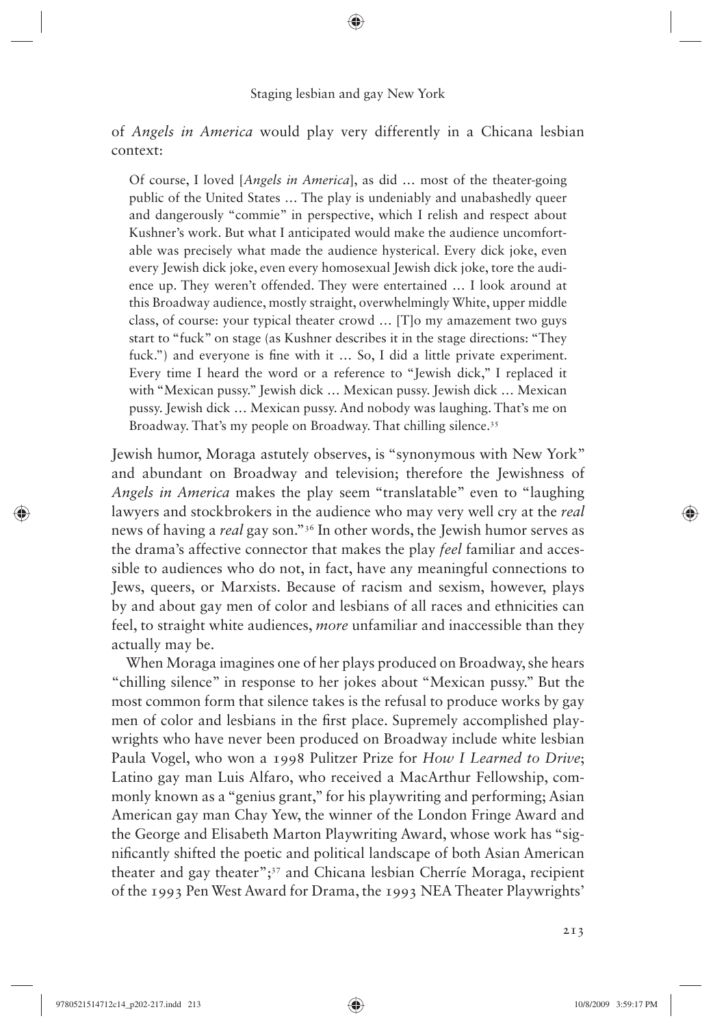of *Angels in America* would play very differently in a Chicana lesbian context:

> Of course, I loved [*Angels in America*], as did … most of the theater-going public of the United States … The play is undeniably and unabashedly queer and dangerously "commie" in perspective, which I relish and respect about Kushner's work. But what I anticipated would make the audience uncomfortable was precisely what made the audience hysterical. Every dick joke, even every Jewish dick joke, even every homosexual Jewish dick joke, tore the audience up. They weren't offended. They were entertained … I look around at this Broadway audience, mostly straight, overwhelmingly White, upper middle class, of course: your typical theater crowd … [T]o my amazement two guys start to "fuck" on stage (as Kushner describes it in the stage directions: "They fuck.") and everyone is fine with it … So, I did a little private experiment. Every time I heard the word or a reference to "Jewish dick," I replaced it with "Mexican pussy." Jewish dick … Mexican pussy. Jewish dick … Mexican pussy. Jewish dick … Mexican pussy. And nobody was laughing. That's me on Broadway. That's my people on Broadway. That chilling silence.[35]

Jewish humor, Moraga astutely observes, is "synonymous with New York" and abundant on Broadway and television; therefore the Jewishness of *Angels in America* makes the play seem "translatable" even to "laughing lawyers and stockbrokers in the audience who may very well cry at the *real* news of having a *real* gay son."[36] In other words, the Jewish humor serves as the drama's affective connector that makes the play *feel* familiar and accessible to audiences who do not, in fact, have any meaningful connections to Jews, queers, or Marxists. Because of racism and sexism, however, plays by and about gay men of color and lesbians of all races and ethnicities can feel, to straight white audiences, *more* unfamiliar and inaccessible than they actually may be.

When Moraga imagines one of her plays produced on Broadway, she hears "chilling silence" in response to her jokes about "Mexican pussy." But the most common form that silence takes is the refusal to produce works by gay men of color and lesbians in the first place. Supremely accomplished playwrights who have never been produced on Broadway include white lesbian Paula Vogel, who won a 1998 Pulitzer Prize for *How I Learned to Drive*; Latino gay man Luis Alfaro, who received a MacArthur Fellowship, commonly known as a "genius grant," for his playwriting and performing; Asian American gay man Chay Yew, the winner of the London Fringe Award and the George and Elisabeth Marton Playwriting Award, whose work has "significantly shifted the poetic and political landscape of both Asian American theater and gay theater";[37] and Chicana lesbian Cherríe Moraga, recipient of the 1993 Pen West Award for Drama, the 1993 NEA Theater Playwrights'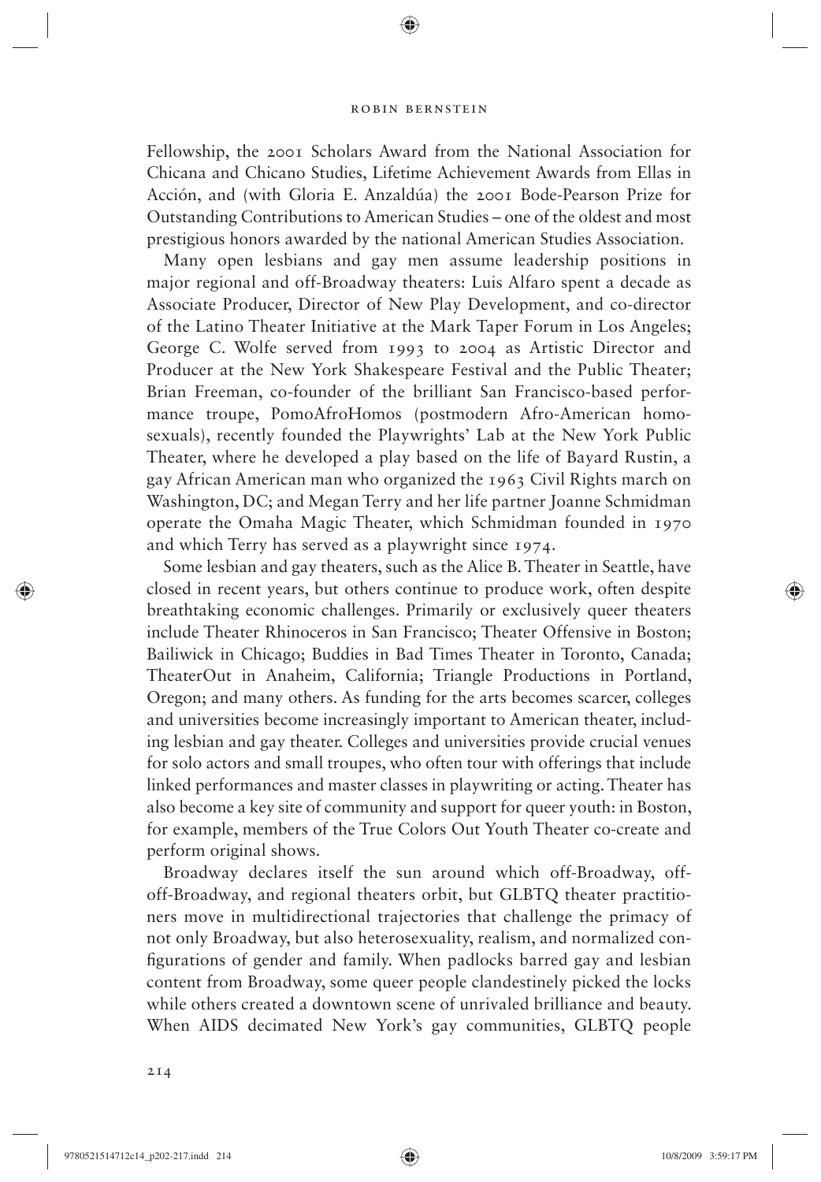Fellowship, the 2001 Scholars Award from the National Association for Chicana and Chicano Studies, Lifetime Achievement Awards from Ellas in Acción, and (with Gloria E. Anzaldúa) the 2001 Bode-Pearson Prize for Outstanding Contributions to American Studies – one of the oldest and most prestigious honors awarded by the national American Studies Association.

Many open lesbians and gay men assume leadership positions in major regional and off-Broadway theaters: Luis Alfaro spent a decade as Associate Producer, Director of New Play Development, and co-director of the Latino Theater Initiative at the Mark Taper Forum in Los Angeles; George C. Wolfe served from 1993 to 2004 as Artistic Director and Producer at the New York Shakespeare Festival and the Public Theater; Brian Freeman, co-founder of the brilliant San Francisco-based performance troupe, PomoAfroHomos (postmodern Afro-American homosexuals), recently founded the Playwrights' Lab at the New York Public Theater, where he developed a play based on the life of Bayard Rustin, a gay African American man who organized the 1963 Civil Rights march on Washington, DC; and Megan Terry and her life partner Joanne Schmidman operate the Omaha Magic Theater, which Schmidman founded in 1970 and which Terry has served as a playwright since 1974.

Some lesbian and gay theaters, such as the Alice B. Theater in Seattle, have closed in recent years, but others continue to produce work, often despite breathtaking economic challenges. Primarily or exclusively queer theaters include Theater Rhinoceros in San Francisco; Theater Offensive in Boston; Bailiwick in Chicago; Buddies in Bad Times Theater in Toronto, Canada; TheaterOut in Anaheim, California; Triangle Productions in Portland, Oregon; and many others. As funding for the arts becomes scarcer, colleges and universities become increasingly important to American theater, including lesbian and gay theater. Colleges and universities provide crucial venues for solo actors and small troupes, who often tour with offerings that include linked performances and master classes in playwriting or acting. Theater has also become a key site of community and support for queer youth: in Boston, for example, members of the True Colors Out Youth Theater co-create and perform original shows.

Broadway declares itself the sun around which off-Broadway, off-off-Broadway, and regional theaters orbit, but GLBTQ theater practitioners move in multidirectional trajectories that challenge the primacy of not only Broadway, but also heterosexuality, realism, and normalized configurations of gender and family. When padlocks barred gay and lesbian content from Broadway, some queer people clandestinely picked the locks while others created a downtown scene of unrivaled brilliance and beauty. When AIDS decimated New York's gay communities, GLBTQ people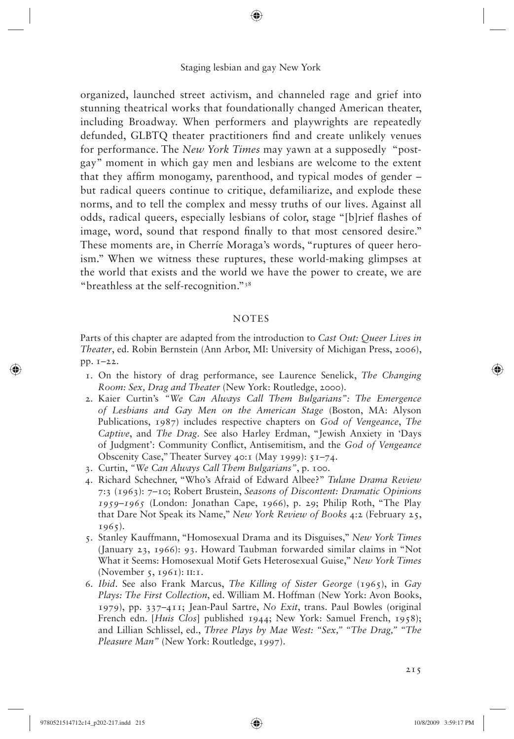organized, launched street activism, and channeled rage and grief into stunning theatrical works that foundationally changed American theater, including Broadway. When performers and playwrights are repeatedly defunded, GLBTQ theater practitioners find and create unlikely venues for performance. The *New York Times* may yawn at a supposedly "post-gay" moment in which gay men and lesbians are welcome to the extent that they affirm monogamy, parenthood, and typical modes of gender – but radical queers continue to critique, defamiliarize, and explode these norms, and to tell the complex and messy truths of our lives. Against all odds, radical queers, especially lesbians of color, stage "[b]rief flashes of image, word, sound that respond finally to that most censored desire." These moments are, in Cherríe Moraga's words, "ruptures of queer heroism." When we witness these ruptures, these world-making glimpses at the world that exists and the world we have the power to create, we are "breathless at the self-recognition."[38]

## NOTES

Parts of this chapter are adapted from the introduction to *Cast Out: Queer Lives in Theater*, ed. Robin Bernstein (Ann Arbor, MI: University of Michigan Press, 2006), pp. 1–22.

1. On the history of drag performance, see Laurence Senelick, *The Changing Room: Sex, Drag and Theater* (New York: Routledge, 2000).
2. Kaier Curtin's *"We Can Always Call Them Bulgarians": The Emergence of Lesbians and Gay Men on the American Stage* (Boston, MA: Alyson Publications, 1987) includes respective chapters on *God of Vengeance*, *The Captive*, and *The Drag*. See also Harley Erdman, "Jewish Anxiety in 'Days of Judgment': Community Conflict, Antisemitism, and the *God of Vengeance* Obscenity Case," Theater Survey 40:1 (May 1999): 51–74.
3. Curtin, *"We Can Always Call Them Bulgarians"*, p. 100.
4. Richard Schechner, "Who's Afraid of Edward Albee?" *Tulane Drama Review* 7:3 (1963): 7–10; Robert Brustein, *Seasons of Discontent: Dramatic Opinions 1959–1965* (London: Jonathan Cape, 1966), p. 29; Philip Roth, "The Play that Dare Not Speak its Name," *New York Review of Books* 4:2 (February 25, 1965).
5. Stanley Kauffmann, "Homosexual Drama and its Disguises," *New York Times* (January 23, 1966): 93. Howard Taubman forwarded similar claims in "Not What it Seems: Homosexual Motif Gets Heterosexual Guise," *New York Times* (November 5, 1961): II:1.
6. *Ibid*. See also Frank Marcus, *The Killing of Sister George* (1965), in *Gay Plays: The First Collection*, ed. William M. Hoffman (New York: Avon Books, 1979), pp. 337–411; Jean-Paul Sartre, *No Exit*, trans. Paul Bowles (original French edn. [*Huis Clos*] published 1944; New York: Samuel French, 1958); and Lillian Schlissel, ed., *Three Plays by Mae West: "Sex," "The Drag," "The Pleasure Man"* (New York: Routledge, 1997).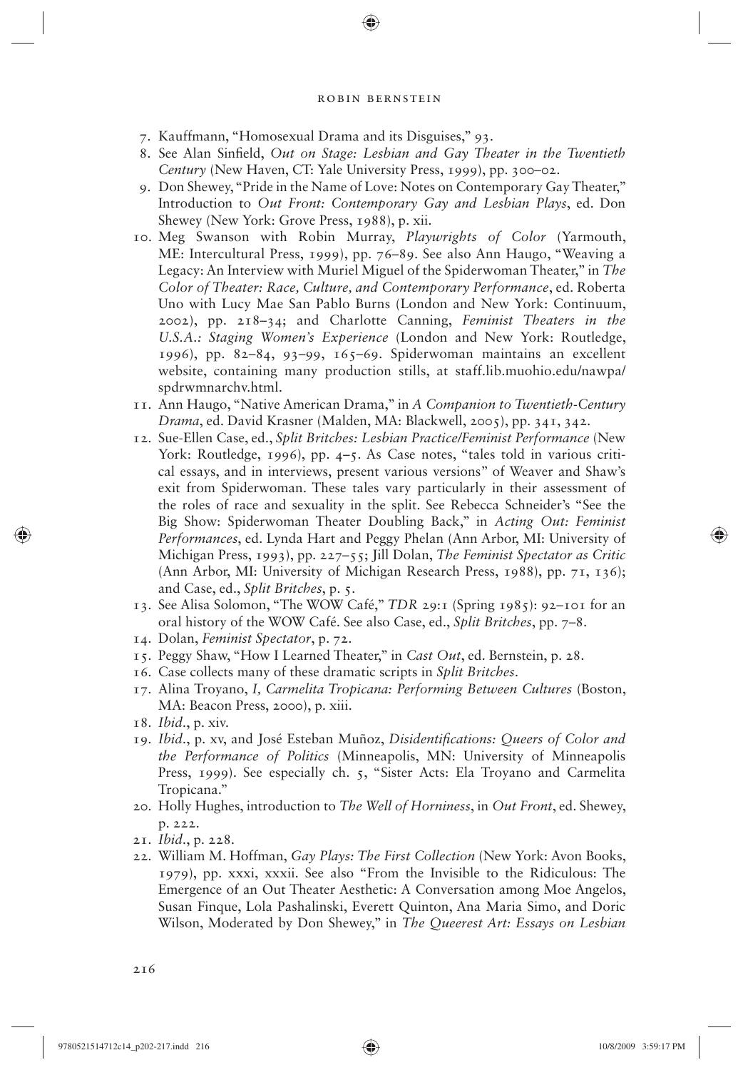7. Kauffmann, "Homosexual Drama and its Disguises," 93.
8. See Alan Sinfield, *Out on Stage: Lesbian and Gay Theater in the Twentieth Century* (New Haven, CT: Yale University Press, 1999), pp. 300–02.
9. Don Shewey, "Pride in the Name of Love: Notes on Contemporary Gay Theater," Introduction to *Out Front: Contemporary Gay and Lesbian Plays*, ed. Don Shewey (New York: Grove Press, 1988), p. xii.
10. Meg Swanson with Robin Murray, *Playwrights of Color* (Yarmouth, ME: Intercultural Press, 1999), pp. 76–89. See also Ann Haugo, "Weaving a Legacy: An Interview with Muriel Miguel of the Spiderwoman Theater," in *The Color of Theater: Race, Culture, and Contemporary Performance*, ed. Roberta Uno with Lucy Mae San Pablo Burns (London and New York: Continuum, 2002), pp. 218–34; and Charlotte Canning, *Feminist Theaters in the U.S.A.: Staging Women's Experience* (London and New York: Routledge, 1996), pp. 82–84, 93–99, 165–69. Spiderwoman maintains an excellent website, containing many production stills, at staff.lib.muohio.edu/nawpa/spdrwmnarchv.html.
11. Ann Haugo, "Native American Drama," in *A Companion to Twentieth-Century Drama*, ed. David Krasner (Malden, MA: Blackwell, 2005), pp. 341, 342.
12. Sue-Ellen Case, ed., *Split Britches: Lesbian Practice/Feminist Performance* (New York: Routledge, 1996), pp. 4–5. As Case notes, "tales told in various critical essays, and in interviews, present various versions" of Weaver and Shaw's exit from Spiderwoman. These tales vary particularly in their assessment of the roles of race and sexuality in the split. See Rebecca Schneider's "See the Big Show: Spiderwoman Theater Doubling Back," in *Acting Out: Feminist Performances*, ed. Lynda Hart and Peggy Phelan (Ann Arbor, MI: University of Michigan Press, 1993), pp. 227–55; Jill Dolan, *The Feminist Spectator as Critic* (Ann Arbor, MI: University of Michigan Research Press, 1988), pp. 71, 136); and Case, ed., *Split Britches*, p. 5.
13. See Alisa Solomon, "The WOW Café," *TDR* 29:1 (Spring 1985): 92–101 for an oral history of the WOW Café. See also Case, ed., *Split Britches*, pp. 7–8.
14. Dolan, *Feminist Spectator*, p. 72.
15. Peggy Shaw, "How I Learned Theater," in *Cast Out*, ed. Bernstein, p. 28.
16. Case collects many of these dramatic scripts in *Split Britches*.
17. Alina Troyano, *I, Carmelita Tropicana: Performing Between Cultures* (Boston, MA: Beacon Press, 2000), p. xiii.
18. *Ibid.*, p. xiv.
19. *Ibid.*, p. xv, and José Esteban Muñoz, *Disidentifications: Queers of Color and the Performance of Politics* (Minneapolis, MN: University of Minneapolis Press, 1999). See especially ch. 5, "Sister Acts: Ela Troyano and Carmelita Tropicana."
20. Holly Hughes, introduction to *The Well of Horniness*, in *Out Front*, ed. Shewey, p. 222.
21. *Ibid.*, p. 228.
22. William M. Hoffman, *Gay Plays: The First Collection* (New York: Avon Books, 1979), pp. xxxi, xxxii. See also "From the Invisible to the Ridiculous: The Emergence of an Out Theater Aesthetic: A Conversation among Moe Angelos, Susan Finque, Lola Pashalinski, Everett Quinton, Ana Maria Simo, and Doric Wilson, Moderated by Don Shewey," in *The Queerest Art: Essays on Lesbian*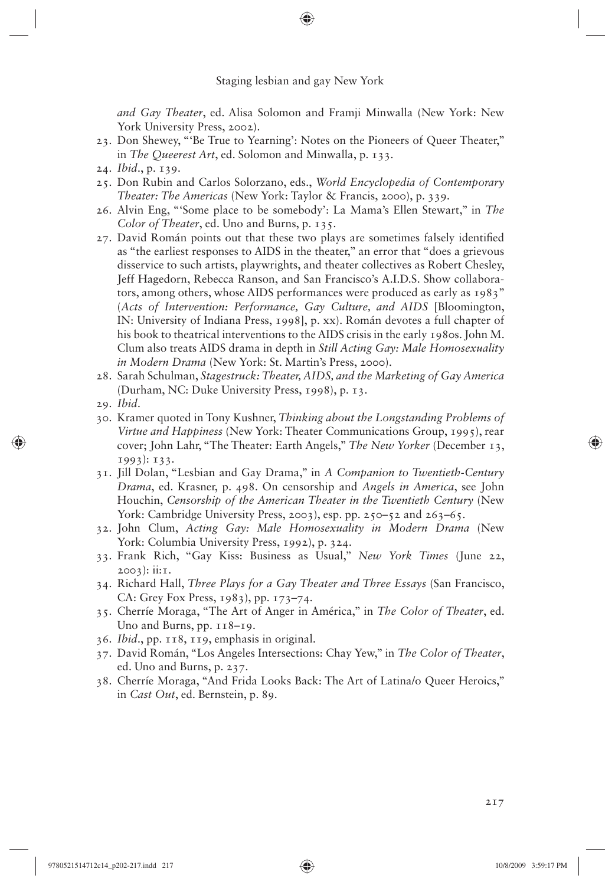*and Gay Theater*, ed. Alisa Solomon and Framji Minwalla (New York: New York University Press, 2002).

23. Don Shewey, "'Be True to Yearning': Notes on the Pioneers of Queer Theater," in *The Queerest Art*, ed. Solomon and Minwalla, p. 133.
24. *Ibid*., p. 139.
25. Don Rubin and Carlos Solorzano, eds., *World Encyclopedia of Contemporary Theater: The Americas* (New York: Taylor & Francis, 2000), p. 339.
26. Alvin Eng, "'Some place to be somebody': La Mama's Ellen Stewart," in *The Color of Theater*, ed. Uno and Burns, p. 135.
27. David Román points out that these two plays are sometimes falsely identified as "the earliest responses to AIDS in the theater," an error that "does a grievous disservice to such artists, playwrights, and theater collectives as Robert Chesley, Jeff Hagedorn, Rebecca Ranson, and San Francisco's A.I.D.S. Show collaborators, among others, whose AIDS performances were produced as early as 1983" (*Acts of Intervention: Performance, Gay Culture, and AIDS* [Bloomington, IN: University of Indiana Press, 1998], p. xx). Román devotes a full chapter of his book to theatrical interventions to the AIDS crisis in the early 1980s. John M. Clum also treats AIDS drama in depth in *Still Acting Gay: Male Homosexuality in Modern Drama* (New York: St. Martin's Press, 2000).
28. Sarah Schulman, *Stagestruck: Theater, AIDS, and the Marketing of Gay America* (Durham, NC: Duke University Press, 1998), p. 13.
29. *Ibid*.
30. Kramer quoted in Tony Kushner, *Thinking about the Longstanding Problems of Virtue and Happiness* (New York: Theater Communications Group, 1995), rear cover; John Lahr, "The Theater: Earth Angels," *The New Yorker* (December 13, 1993): 133.
31. Jill Dolan, "Lesbian and Gay Drama," in *A Companion to Twentieth-Century Drama*, ed. Krasner, p. 498. On censorship and *Angels in America*, see John Houchin, *Censorship of the American Theater in the Twentieth Century* (New York: Cambridge University Press, 2003), esp. pp. 250–52 and 263–65.
32. John Clum, *Acting Gay: Male Homosexuality in Modern Drama* (New York: Columbia University Press, 1992), p. 324.
33. Frank Rich, "Gay Kiss: Business as Usual," *New York Times* (June 22, 2003): ii:1.
34. Richard Hall, *Three Plays for a Gay Theater and Three Essays* (San Francisco, CA: Grey Fox Press, 1983), pp. 173–74.
35. Cherríe Moraga, "The Art of Anger in América," in *The Color of Theater*, ed. Uno and Burns, pp. 118–19.
36. *Ibid*., pp. 118, 119, emphasis in original.
37. David Román, "Los Angeles Intersections: Chay Yew," in *The Color of Theater*, ed. Uno and Burns, p. 237.
38. Cherríe Moraga, "And Frida Looks Back: The Art of Latina/o Queer Heroics," in *Cast Out*, ed. Bernstein, p. 89.